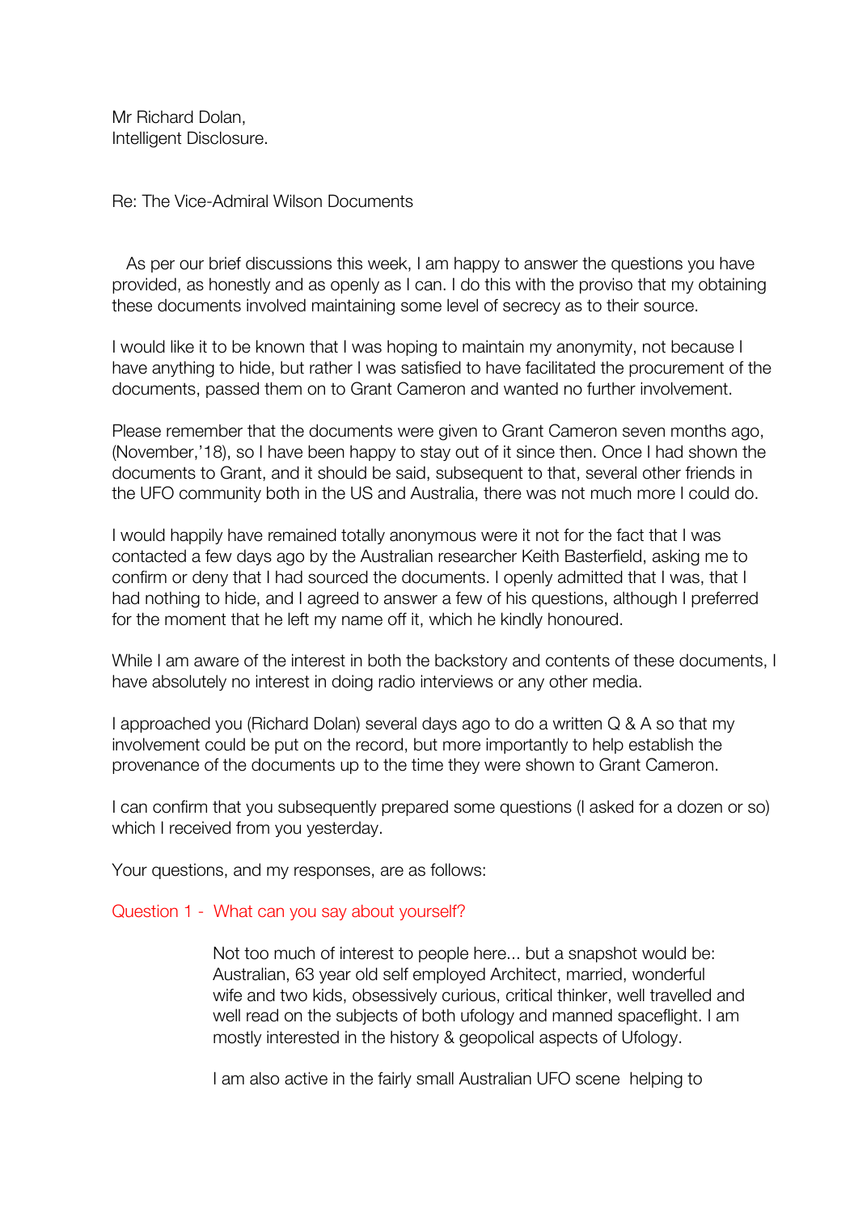Mr Richard Dolan,
Intelligent Disclosure.

Re: The Vice-Admiral Wilson Documents

As per our brief discussions this week, I am happy to answer the questions you have provided, as honestly and as openly as I can. I do this with the proviso that my obtaining these documents involved maintaining some level of secrecy as to their source.

I would like it to be known that I was hoping to maintain my anonymity, not because I have anything to hide, but rather I was satisfied to have facilitated the procurement of the documents, passed them on to Grant Cameron and wanted no further involvement.

Please remember that the documents were given to Grant Cameron seven months ago, (November,'18), so I have been happy to stay out of it since then. Once I had shown the documents to Grant, and it should be said, subsequent to that, several other friends in the UFO community both in the US and Australia, there was not much more I could do.

I would happily have remained totally anonymous were it not for the fact that I was contacted a few days ago by the Australian researcher Keith Basterfield, asking me to confirm or deny that I had sourced the documents. I openly admitted that I was, that I had nothing to hide, and I agreed to answer a few of his questions, although I preferred for the moment that he left my name off it, which he kindly honoured.

While I am aware of the interest in both the backstory and contents of these documents, I have absolutely no interest in doing radio interviews or any other media.

I approached you (Richard Dolan) several days ago to do a written Q & A so that my involvement could be put on the record, but more importantly to help establish the provenance of the documents up to the time they were shown to Grant Cameron.

I can confirm that you subsequently prepared some questions (I asked for a dozen or so) which I received from you yesterday.

Your questions, and my responses, are as follows:

Question 1 - What can you say about yourself?

Not too much of interest to people here... but a snapshot would be: Australian, 63 year old self employed Architect, married, wonderful wife and two kids, obsessively curious, critical thinker, well travelled and well read on the subjects of both ufology and manned spaceflight. I am mostly interested in the history & geopolical aspects of Ufology.

I am also active in the fairly small Australian UFO scene helping to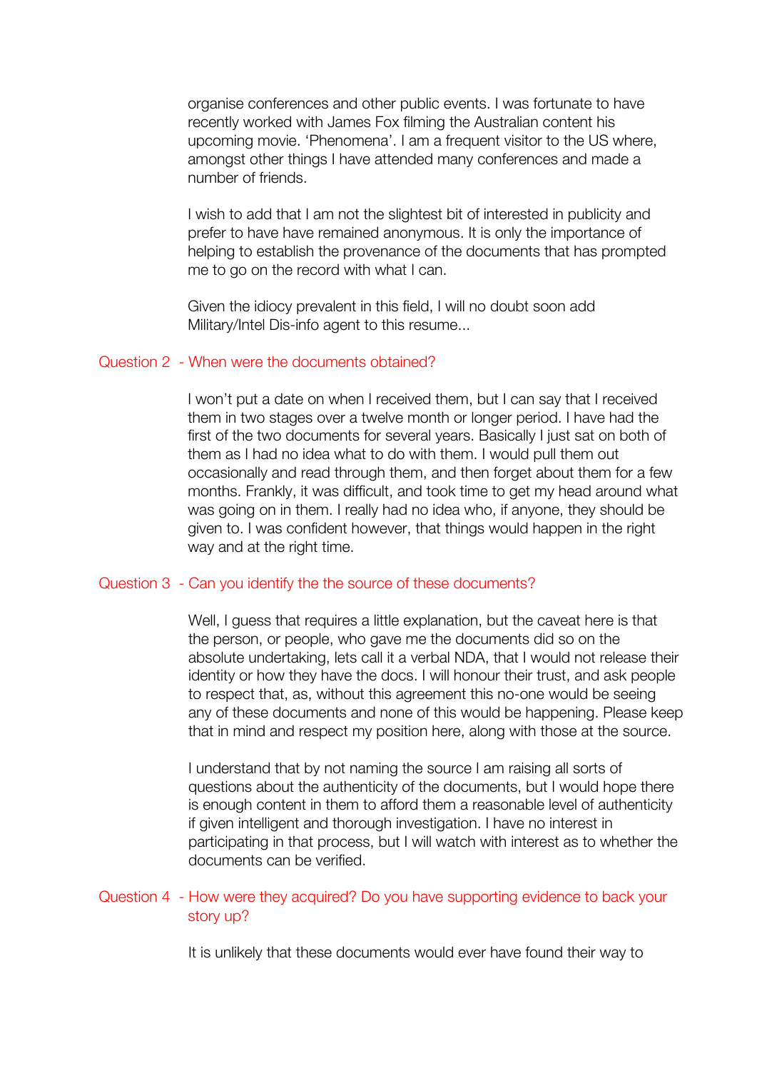organise conferences and other public events. I was fortunate to have recently worked with James Fox filming the Australian content his upcoming movie. 'Phenomena'. I am a frequent visitor to the US where, amongst other things I have attended many conferences and made a number of friends.

I wish to add that I am not the slightest bit of interested in publicity and prefer to have have remained anonymous. It is only the importance of helping to establish the provenance of the documents that has prompted me to go on the record with what I can.

Given the idiocy prevalent in this field, I will no doubt soon add Military/Intel Dis-info agent to this resume...

### Question 2 - When were the documents obtained?

I won't put a date on when I received them, but I can say that I received them in two stages over a twelve month or longer period. I have had the first of the two documents for several years. Basically I just sat on both of them as I had no idea what to do with them. I would pull them out occasionally and read through them, and then forget about them for a few months. Frankly, it was difficult, and took time to get my head around what was going on in them. I really had no idea who, if anyone, they should be given to. I was confident however, that things would happen in the right way and at the right time.

### Question 3 - Can you identify the the source of these documents?

Well, I guess that requires a little explanation, but the caveat here is that the person, or people, who gave me the documents did so on the absolute undertaking, lets call it a verbal NDA, that I would not release their identity or how they have the docs. I will honour their trust, and ask people to respect that, as, without this agreement this no-one would be seeing any of these documents and none of this would be happening. Please keep that in mind and respect my position here, along with those at the source.

I understand that by not naming the source I am raising all sorts of questions about the authenticity of the documents, but I would hope there is enough content in them to afford them a reasonable level of authenticity if given intelligent and thorough investigation. I have no interest in participating in that process, but I will watch with interest as to whether the documents can be verified.

### Question 4 - How were they acquired? Do you have supporting evidence to back your story up?

It is unlikely that these documents would ever have found their way to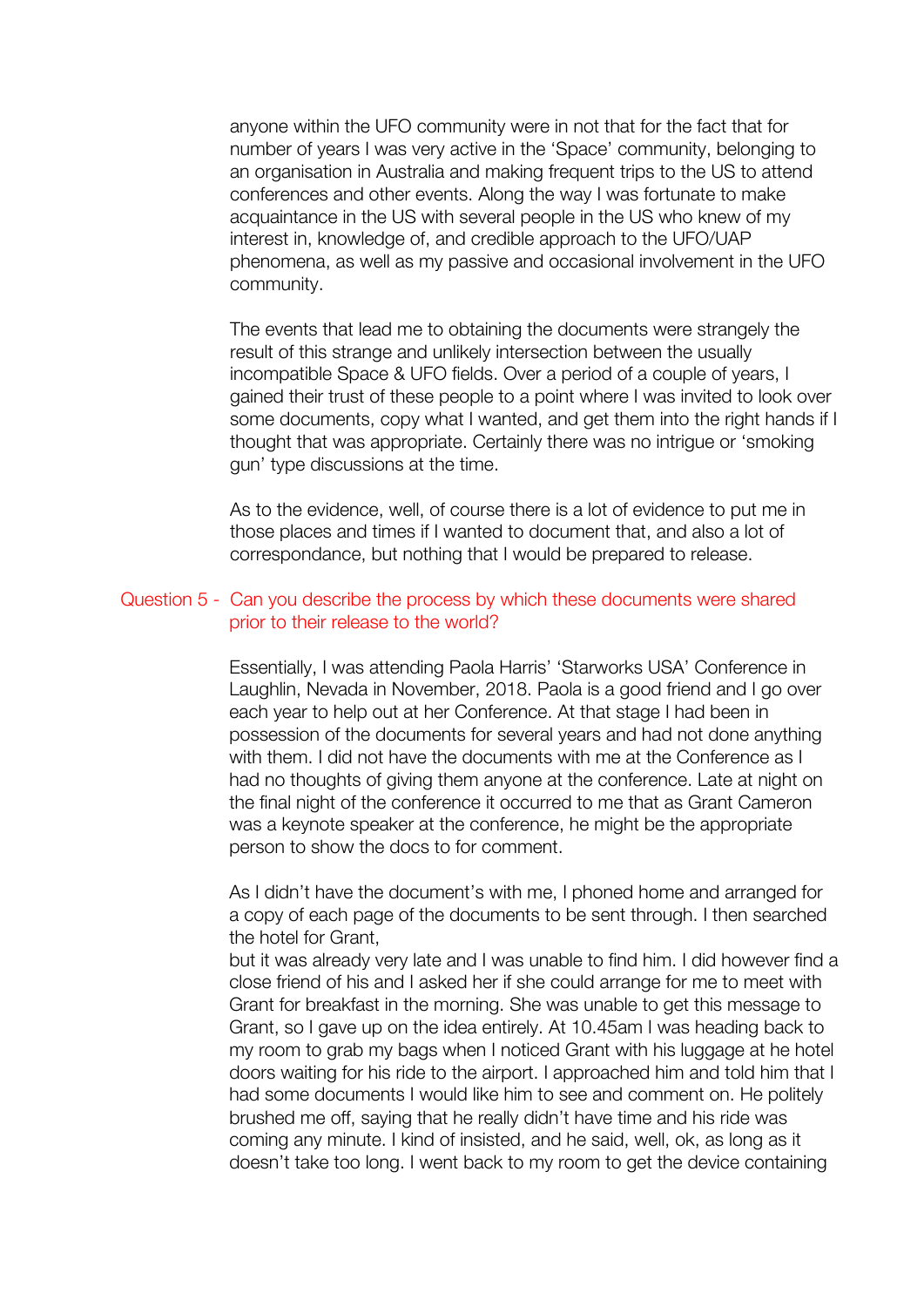anyone within the UFO community were in not that for the fact that for number of years I was very active in the 'Space' community, belonging to an organisation in Australia and making frequent trips to the US to attend conferences and other events. Along the way I was fortunate to make acquaintance in the US with several people in the US who knew of my interest in, knowledge of, and credible approach to the UFO/UAP phenomena, as well as my passive and occasional involvement in the UFO community.

The events that lead me to obtaining the documents were strangely the result of this strange and unlikely intersection between the usually incompatible Space & UFO fields. Over a period of a couple of years, I gained their trust of these people to a point where I was invited to look over some documents, copy what I wanted, and get them into the right hands if I thought that was appropriate. Certainly there was no intrigue or 'smoking gun' type discussions at the time.

As to the evidence, well, of course there is a lot of evidence to put me in those places and times if I wanted to document that, and also a lot of correspondance, but nothing that I would be prepared to release.

Question 5 - Can you describe the process by which these documents were shared prior to their release to the world?

Essentially, I was attending Paola Harris' 'Starworks USA' Conference in Laughlin, Nevada in November, 2018. Paola is a good friend and I go over each year to help out at her Conference. At that stage I had been in possession of the documents for several years and had not done anything with them. I did not have the documents with me at the Conference as I had no thoughts of giving them anyone at the conference. Late at night on the final night of the conference it occurred to me that as Grant Cameron was a keynote speaker at the conference, he might be the appropriate person to show the docs to for comment.

As I didn't have the document's with me, I phoned home and arranged for a copy of each page of the documents to be sent through. I then searched the hotel for Grant,
but it was already very late and I was unable to find him. I did however find a close friend of his and I asked her if she could arrange for me to meet with Grant for breakfast in the morning. She was unable to get this message to Grant, so I gave up on the idea entirely. At 10.45am I was heading back to my room to grab my bags when I noticed Grant with his luggage at he hotel doors waiting for his ride to the airport. I approached him and told him that I had some documents I would like him to see and comment on. He politely brushed me off, saying that he really didn't have time and his ride was coming any minute. I kind of insisted, and he said, well, ok, as long as it doesn't take too long. I went back to my room to get the device containing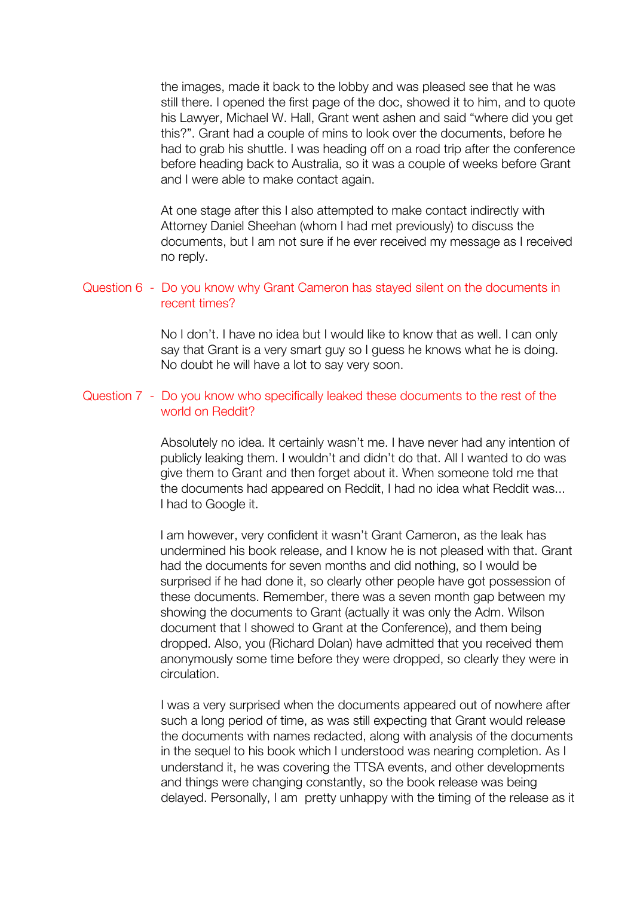the images, made it back to the lobby and was pleased see that he was still there. I opened the first page of the doc, showed it to him, and to quote his Lawyer, Michael W. Hall, Grant went ashen and said "where did you get this?". Grant had a couple of mins to look over the documents, before he had to grab his shuttle. I was heading off on a road trip after the conference before heading back to Australia, so it was a couple of weeks before Grant and I were able to make contact again.

At one stage after this I also attempted to make contact indirectly with Attorney Daniel Sheehan (whom I had met previously) to discuss the documents, but I am not sure if he ever received my message as I received no reply.

Question 6 - Do you know why Grant Cameron has stayed silent on the documents in recent times?

No I don't. I have no idea but I would like to know that as well. I can only say that Grant is a very smart guy so I guess he knows what he is doing. No doubt he will have a lot to say very soon.

Question 7 - Do you know who specifically leaked these documents to the rest of the world on Reddit?

Absolutely no idea. It certainly wasn't me. I have never had any intention of publicly leaking them. I wouldn't and didn't do that. All I wanted to do was give them to Grant and then forget about it. When someone told me that the documents had appeared on Reddit, I had no idea what Reddit was... I had to Google it.

I am however, very confident it wasn't Grant Cameron, as the leak has undermined his book release, and I know he is not pleased with that. Grant had the documents for seven months and did nothing, so I would be surprised if he had done it, so clearly other people have got possession of these documents. Remember, there was a seven month gap between my showing the documents to Grant (actually it was only the Adm. Wilson document that I showed to Grant at the Conference), and them being dropped. Also, you (Richard Dolan) have admitted that you received them anonymously some time before they were dropped, so clearly they were in circulation.

I was a very surprised when the documents appeared out of nowhere after such a long period of time, as was still expecting that Grant would release the documents with names redacted, along with analysis of the documents in the sequel to his book which I understood was nearing completion. As I understand it, he was covering the TTSA events, and other developments and things were changing constantly, so the book release was being delayed. Personally, I am pretty unhappy with the timing of the release as it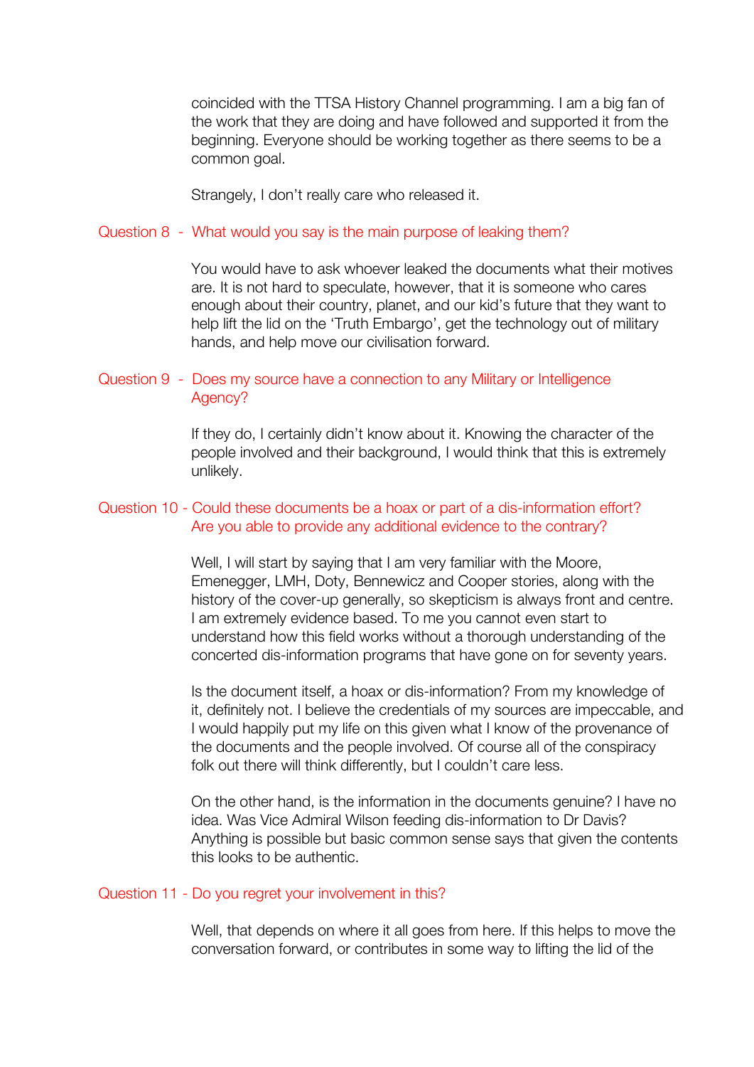coincided with the TTSA History Channel programming. I am a big fan of the work that they are doing and have followed and supported it from the beginning. Everyone should be working together as there seems to be a common goal.

Strangely, I don't really care who released it.

**Question 8 - What would you say is the main purpose of leaking them?**

You would have to ask whoever leaked the documents what their motives are. It is not hard to speculate, however, that it is someone who cares enough about their country, planet, and our kid's future that they want to help lift the lid on the 'Truth Embargo', get the technology out of military hands, and help move our civilisation forward.

**Question 9 - Does my source have a connection to any Military or Intelligence Agency?**

If they do, I certainly didn't know about it. Knowing the character of the people involved and their background, I would think that this is extremely unlikely.

**Question 10 - Could these documents be a hoax or part of a dis-information effort? Are you able to provide any additional evidence to the contrary?**

Well, I will start by saying that I am very familiar with the Moore, Emenegger, LMH, Doty, Bennewicz and Cooper stories, along with the history of the cover-up generally, so skepticism is always front and centre. I am extremely evidence based. To me you cannot even start to understand how this field works without a thorough understanding of the concerted dis-information programs that have gone on for seventy years.

Is the document itself, a hoax or dis-information? From my knowledge of it, definitely not. I believe the credentials of my sources are impeccable, and I would happily put my life on this given what I know of the provenance of the documents and the people involved. Of course all of the conspiracy folk out there will think differently, but I couldn't care less.

On the other hand, is the information in the documents genuine? I have no idea. Was Vice Admiral Wilson feeding dis-information to Dr Davis? Anything is possible but basic common sense says that given the contents this looks to be authentic.

**Question 11 - Do you regret your involvement in this?**

Well, that depends on where it all goes from here. If this helps to move the conversation forward, or contributes in some way to lifting the lid of the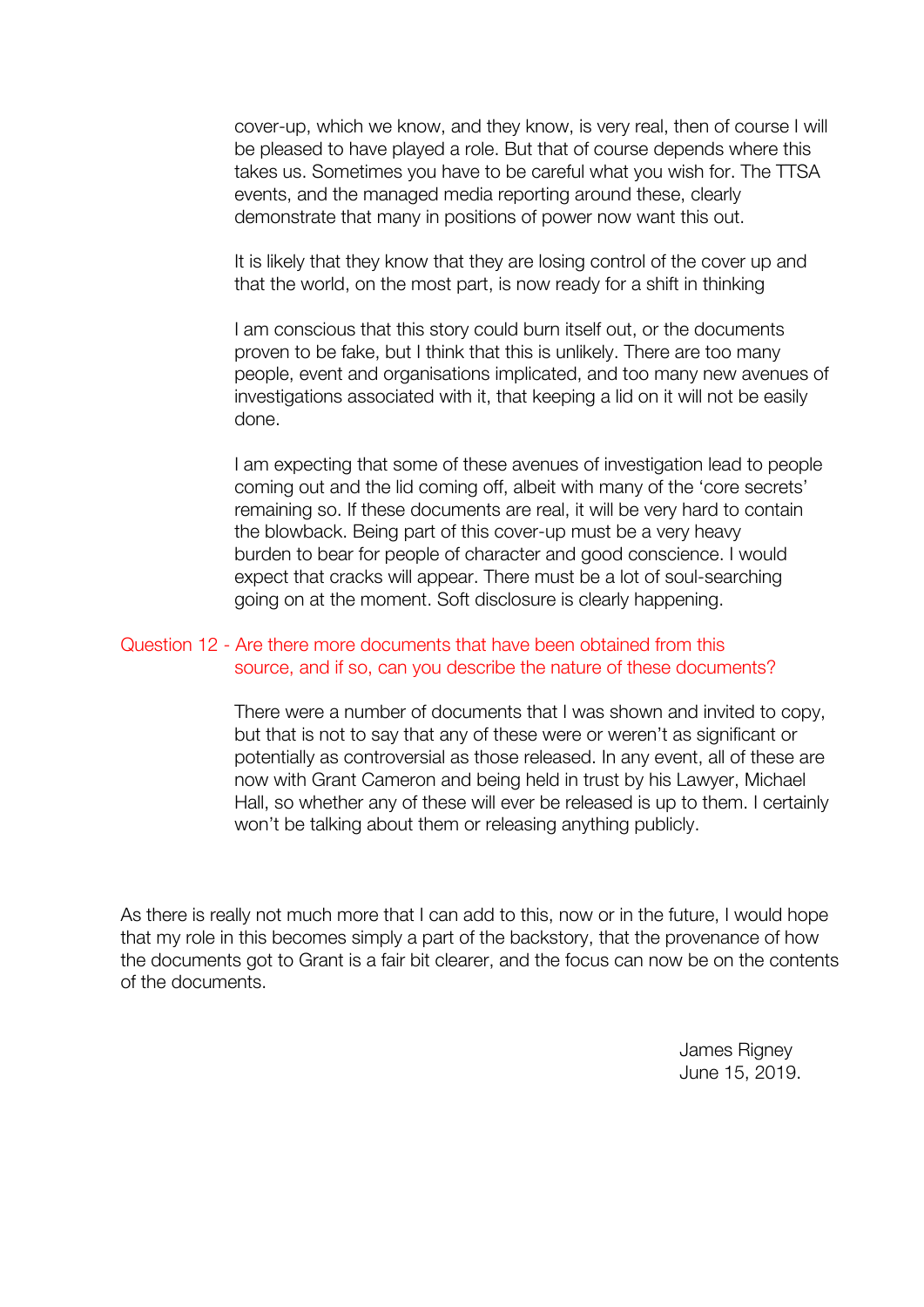cover-up, which we know, and they know, is very real, then of course I will be pleased to have played a role. But that of course depends where this takes us. Sometimes you have to be careful what you wish for. The TTSA events, and the managed media reporting around these, clearly demonstrate that many in positions of power now want this out.

It is likely that they know that they are losing control of the cover up and that the world, on the most part, is now ready for a shift in thinking

I am conscious that this story could burn itself out, or the documents proven to be fake, but I think that this is unlikely. There are too many people, event and organisations implicated, and too many new avenues of investigations associated with it, that keeping a lid on it will not be easily done.

I am expecting that some of these avenues of investigation lead to people coming out and the lid coming off, albeit with many of the 'core secrets' remaining so. If these documents are real, it will be very hard to contain the blowback. Being part of this cover-up must be a very heavy burden to bear for people of character and good conscience. I would expect that cracks will appear. There must be a lot of soul-searching going on at the moment. Soft disclosure is clearly happening.

Question 12 - Are there more documents that have been obtained from this source, and if so, can you describe the nature of these documents?

There were a number of documents that I was shown and invited to copy, but that is not to say that any of these were or weren't as significant or potentially as controversial as those released. In any event, all of these are now with Grant Cameron and being held in trust by his Lawyer, Michael Hall, so whether any of these will ever be released is up to them. I certainly won't be talking about them or releasing anything publicly.

As there is really not much more that I can add to this, now or in the future, I would hope that my role in this becomes simply a part of the backstory, that the provenance of how the documents got to Grant is a fair bit clearer, and the focus can now be on the contents of the documents.

James Rigney
June 15, 2019.